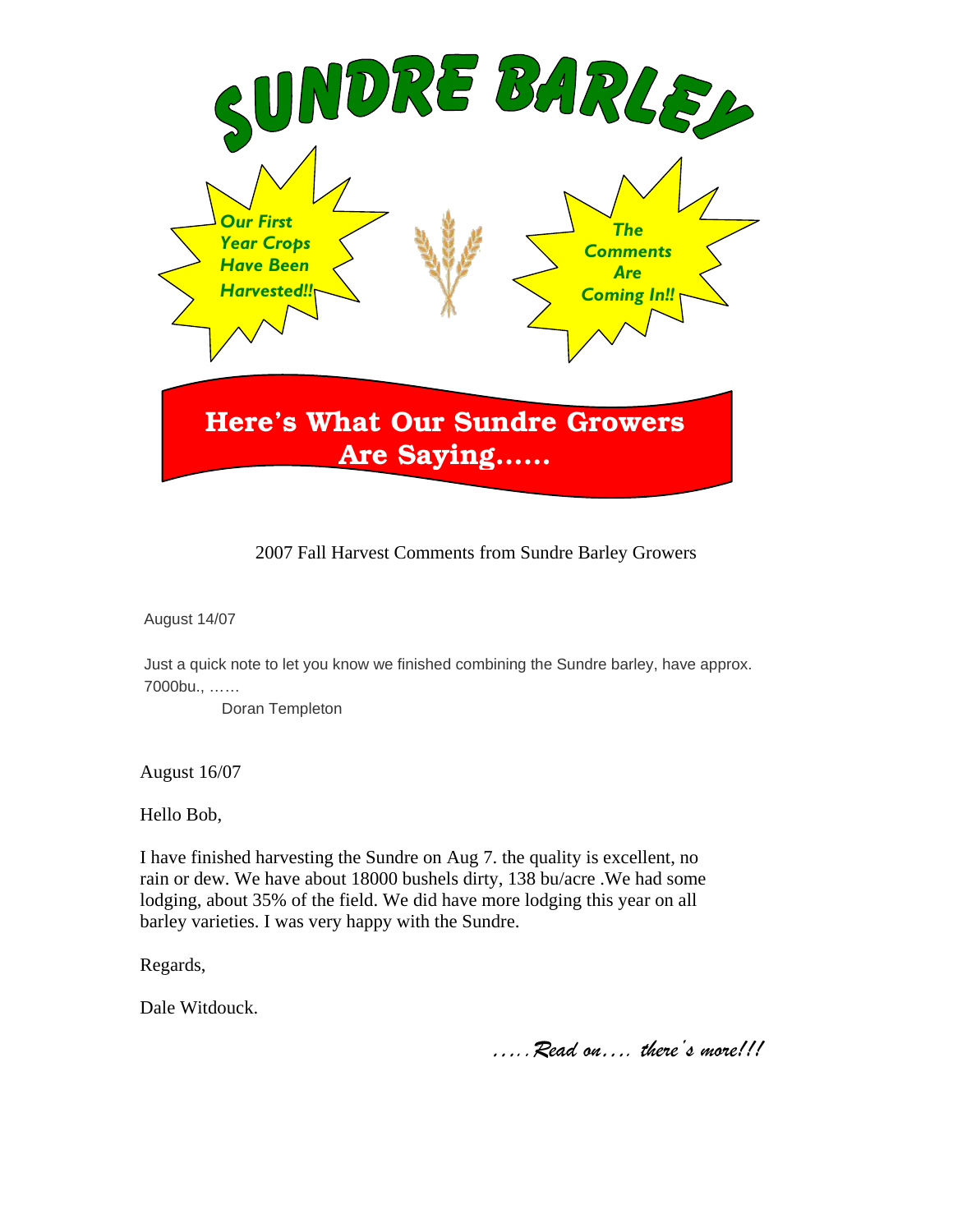# SUNDRE BARLEY

*Our First Year Crops Have Been Harvested!!*

*The Comments Are Coming In!!*

## Here's What Our Sundre Growers Are Saying……

2007 Fall Harvest Comments from Sundre Barley Growers

August 14/07

Just a quick note to let you know we finished combining the Sundre barley, have approx. 7000bu., ……

Doran Templeton

August 16/07

Hello Bob,

I have finished harvesting the Sundre on Aug 7. the quality is excellent, no rain or dew. We have about 18000 bushels dirty, 138 bu/acre .We had some lodging, about 35% of the field. We did have more lodging this year on all barley varieties. I was very happy with the Sundre.

Regards,

Dale Witdouck.

*…..Read on…. there's more!!!*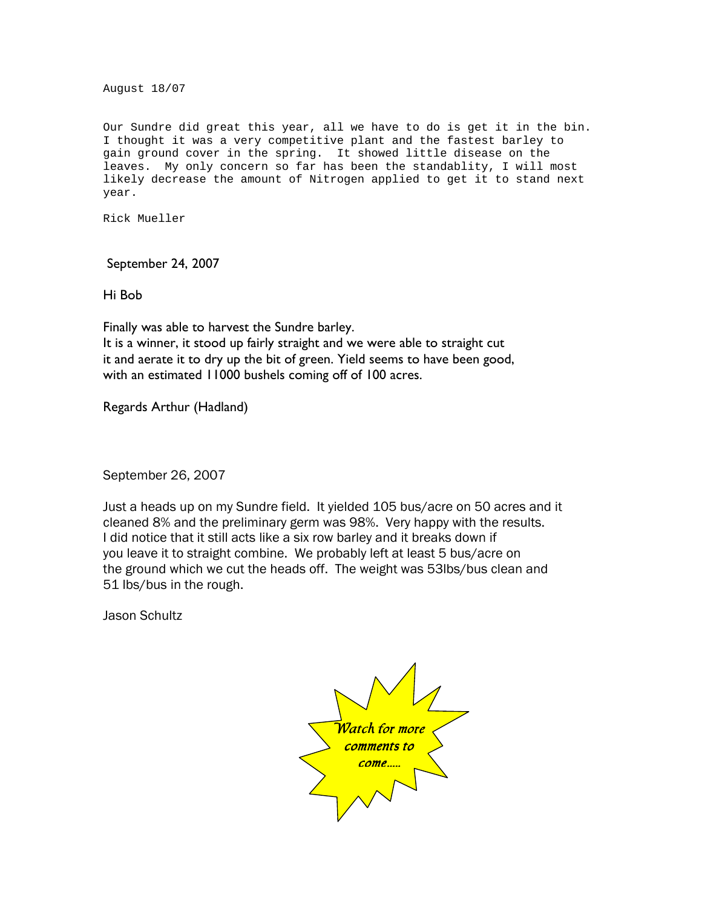August 18/07

Our Sundre did great this year, all we have to do is get it in the bin. I thought it was a very competitive plant and the fastest barley to gain ground cover in the spring. It showed little disease on the leaves. My only concern so far has been the standablity, I will most likely decrease the amount of Nitrogen applied to get it to stand next year.

Rick Mueller

September 24, 2007

Hi Bob

Finally was able to harvest the Sundre barley.
It is a winner, it stood up fairly straight and we were able to straight cut it and aerate it to dry up the bit of green. Yield seems to have been good, with an estimated 11000 bushels coming off of 100 acres.

Regards Arthur (Hadland)

September 26, 2007

Just a heads up on my Sundre field. It yielded 105 bus/acre on 50 acres and it cleaned 8% and the preliminary germ was 98%. Very happy with the results. I did notice that it still acts like a six row barley and it breaks down if you leave it to straight combine. We probably left at least 5 bus/acre on the ground which we cut the heads off. The weight was 53lbs/bus clean and 51 lbs/bus in the rough.

Jason Schultz

*Watch for more comments to come.....*